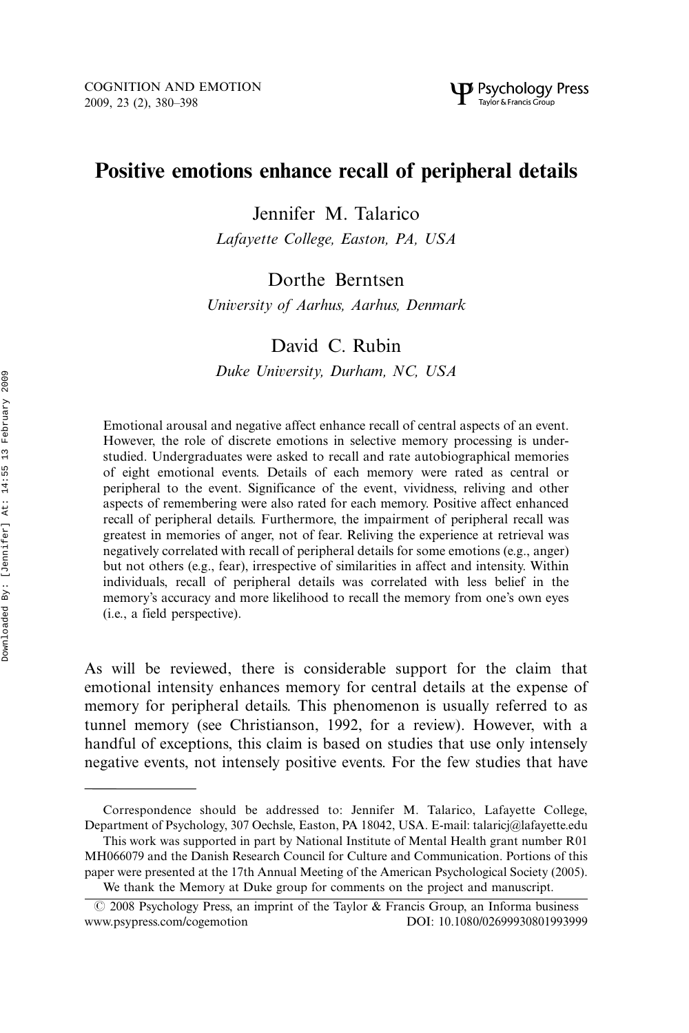# Positive emotions enhance recall of peripheral details

Jennifer M. Talarico

*Lafayette College, Easton, PA, USA*

Dorthe Berntsen

*University of Aarhus, Aarhus, Denmark*

David C. Rubin

*Duke University, Durham, NC, USA*

Emotional arousal and negative affect enhance recall of central aspects of an event. However, the role of discrete emotions in selective memory processing is understudied. Undergraduates were asked to recall and rate autobiographical memories of eight emotional events. Details of each memory were rated as central or peripheral to the event. Significance of the event, vividness, reliving and other aspects of remembering were also rated for each memory. Positive affect enhanced recall of peripheral details. Furthermore, the impairment of peripheral recall was greatest in memories of anger, not of fear. Reliving the experience at retrieval was negatively correlated with recall of peripheral details for some emotions (e.g., anger) but not others (e.g., fear), irrespective of similarities in affect and intensity. Within individuals, recall of peripheral details was correlated with less belief in the memory's accuracy and more likelihood to recall the memory from one's own eyes (i.e., a field perspective).

As will be reviewed, there is considerable support for the claim that emotional intensity enhances memory for central details at the expense of memory for peripheral details. This phenomenon is usually referred to as tunnel memory (see Christianson, 1992, for a review). However, with a handful of exceptions, this claim is based on studies that use only intensely negative events, not intensely positive events. For the few studies that have

---

Correspondence should be addressed to: Jennifer M. Talarico, Lafayette College, Department of Psychology, 307 Oechsle, Easton, PA 18042, USA. E-mail: talaricj@lafayette.edu

This work was supported in part by National Institute of Mental Health grant number R01 MH066079 and the Danish Research Council for Culture and Communication. Portions of this paper were presented at the 17th Annual Meeting of the American Psychological Society (2005).

We thank the Memory at Duke group for comments on the project and manuscript.

© 2008 Psychology Press, an imprint of the Taylor & Francis Group, an Informa business
www.psypress.com/cogemotion DOI: 10.1080/02699930801993999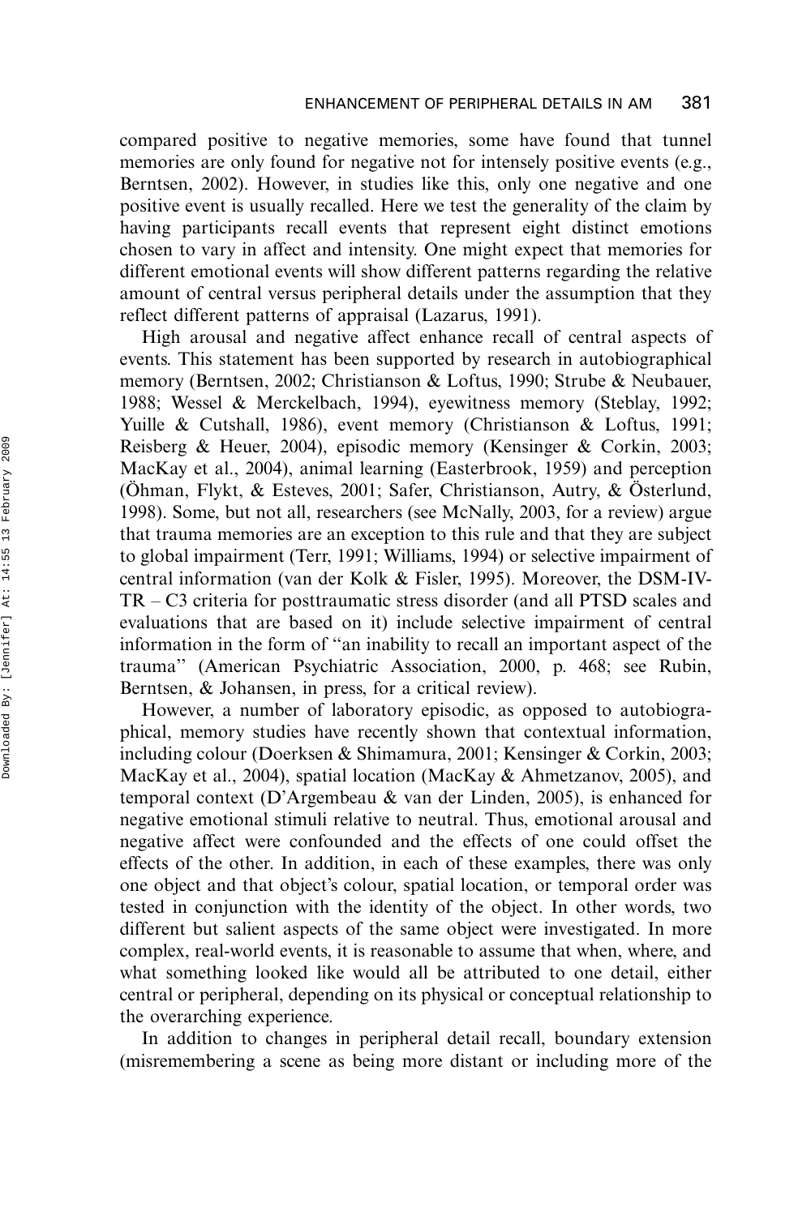compared positive to negative memories, some have found that tunnel memories are only found for negative not for intensely positive events (e.g., Berntsen, 2002). However, in studies like this, only one negative and one positive event is usually recalled. Here we test the generality of the claim by having participants recall events that represent eight distinct emotions chosen to vary in affect and intensity. One might expect that memories for different emotional events will show different patterns regarding the relative amount of central versus peripheral details under the assumption that they reflect different patterns of appraisal (Lazarus, 1991).

High arousal and negative affect enhance recall of central aspects of events. This statement has been supported by research in autobiographical memory (Berntsen, 2002; Christianson & Loftus, 1990; Strube & Neubauer, 1988; Wessel & Merckelbach, 1994), eyewitness memory (Steblay, 1992; Yuille & Cutshall, 1986), event memory (Christianson & Loftus, 1991; Reisberg & Heuer, 2004), episodic memory (Kensinger & Corkin, 2003; MacKay et al., 2004), animal learning (Easterbrook, 1959) and perception (Öhman, Flykt, & Esteves, 2001; Safer, Christianson, Autry, & Österlund, 1998). Some, but not all, researchers (see McNally, 2003, for a review) argue that trauma memories are an exception to this rule and that they are subject to global impairment (Terr, 1991; Williams, 1994) or selective impairment of central information (van der Kolk & Fisler, 1995). Moreover, the DSM-IV-TR – C3 criteria for posttraumatic stress disorder (and all PTSD scales and evaluations that are based on it) include selective impairment of central information in the form of "an inability to recall an important aspect of the trauma" (American Psychiatric Association, 2000, p. 468; see Rubin, Berntsen, & Johansen, in press, for a critical review).

However, a number of laboratory episodic, as opposed to autobiographical, memory studies have recently shown that contextual information, including colour (Doerksen & Shimamura, 2001; Kensinger & Corkin, 2003; MacKay et al., 2004), spatial location (MacKay & Ahmetzanov, 2005), and temporal context (D'Argembeau & van der Linden, 2005), is enhanced for negative emotional stimuli relative to neutral. Thus, emotional arousal and negative affect were confounded and the effects of one could offset the effects of the other. In addition, in each of these examples, there was only one object and that object's colour, spatial location, or temporal order was tested in conjunction with the identity of the object. In other words, two different but salient aspects of the same object were investigated. In more complex, real-world events, it is reasonable to assume that when, where, and what something looked like would all be attributed to one detail, either central or peripheral, depending on its physical or conceptual relationship to the overarching experience.

In addition to changes in peripheral detail recall, boundary extension (misremembering a scene as being more distant or including more of the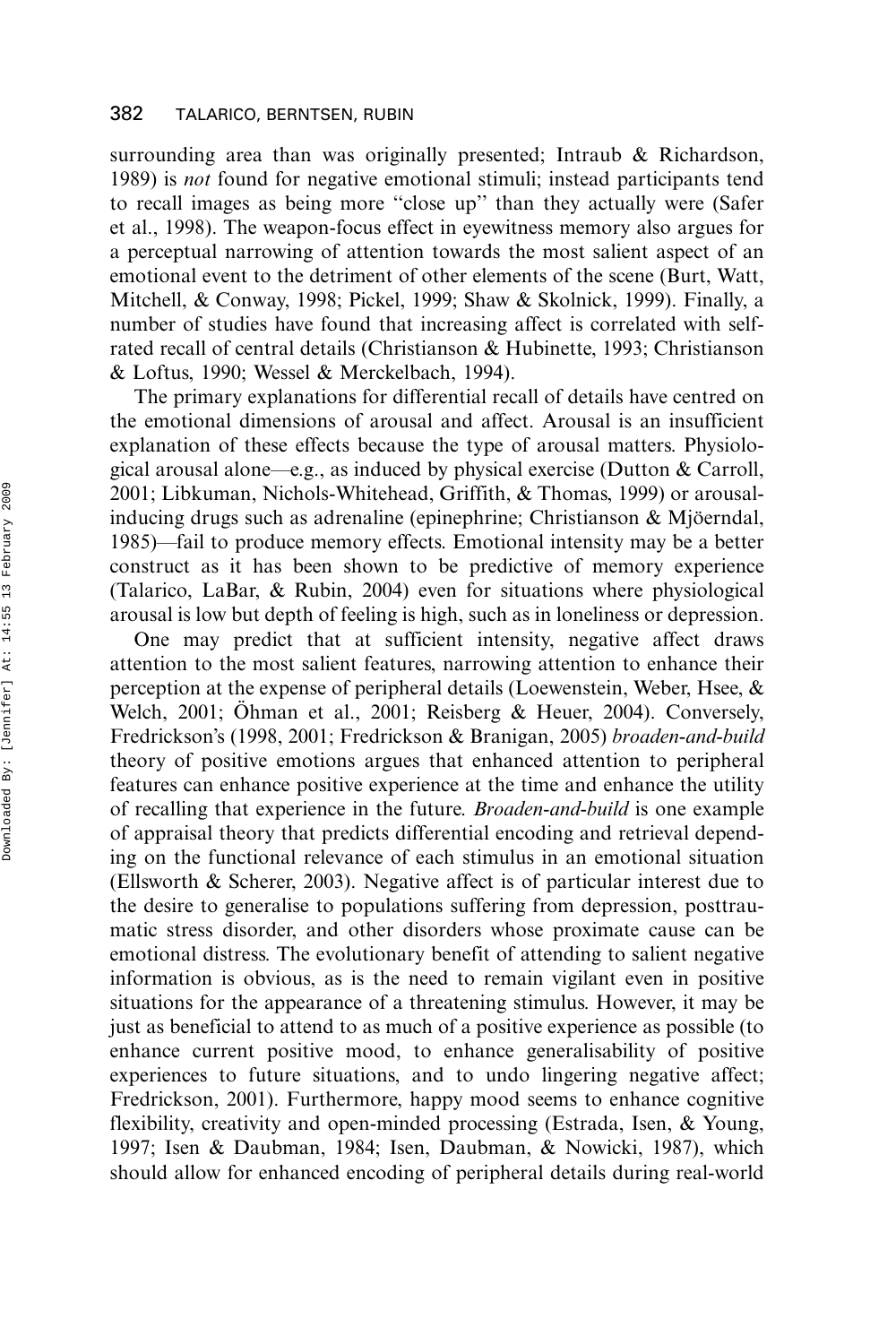surrounding area than was originally presented; Intraub & Richardson, 1989) is *not* found for negative emotional stimuli; instead participants tend to recall images as being more "close up" than they actually were (Safer et al., 1998). The weapon-focus effect in eyewitness memory also argues for a perceptual narrowing of attention towards the most salient aspect of an emotional event to the detriment of other elements of the scene (Burt, Watt, Mitchell, & Conway, 1998; Pickel, 1999; Shaw & Skolnick, 1999). Finally, a number of studies have found that increasing affect is correlated with self-rated recall of central details (Christianson & Hubinette, 1993; Christianson & Loftus, 1990; Wessel & Merckelbach, 1994).

The primary explanations for differential recall of details have centred on the emotional dimensions of arousal and affect. Arousal is an insufficient explanation of these effects because the type of arousal matters. Physiological arousal alone—e.g., as induced by physical exercise (Dutton & Carroll, 2001; Libkuman, Nichols-Whitehead, Griffith, & Thomas, 1999) or arousal-inducing drugs such as adrenaline (epinephrine; Christianson & Mjöerndal, 1985)—fail to produce memory effects. Emotional intensity may be a better construct as it has been shown to be predictive of memory experience (Talarico, LaBar, & Rubin, 2004) even for situations where physiological arousal is low but depth of feeling is high, such as in loneliness or depression.

One may predict that at sufficient intensity, negative affect draws attention to the most salient features, narrowing attention to enhance their perception at the expense of peripheral details (Loewenstein, Weber, Hsee, & Welch, 2001; Öhman et al., 2001; Reisberg & Heuer, 2004). Conversely, Fredrickson's (1998, 2001; Fredrickson & Branigan, 2005) *broaden-and-build* theory of positive emotions argues that enhanced attention to peripheral features can enhance positive experience at the time and enhance the utility of recalling that experience in the future. *Broaden-and-build* is one example of appraisal theory that predicts differential encoding and retrieval depending on the functional relevance of each stimulus in an emotional situation (Ellsworth & Scherer, 2003). Negative affect is of particular interest due to the desire to generalise to populations suffering from depression, posttraumatic stress disorder, and other disorders whose proximate cause can be emotional distress. The evolutionary benefit of attending to salient negative information is obvious, as is the need to remain vigilant even in positive situations for the appearance of a threatening stimulus. However, it may be just as beneficial to attend to as much of a positive experience as possible (to enhance current positive mood, to enhance generalisability of positive experiences to future situations, and to undo lingering negative affect; Fredrickson, 2001). Furthermore, happy mood seems to enhance cognitive flexibility, creativity and open-minded processing (Estrada, Isen, & Young, 1997; Isen & Daubman, 1984; Isen, Daubman, & Nowicki, 1987), which should allow for enhanced encoding of peripheral details during real-world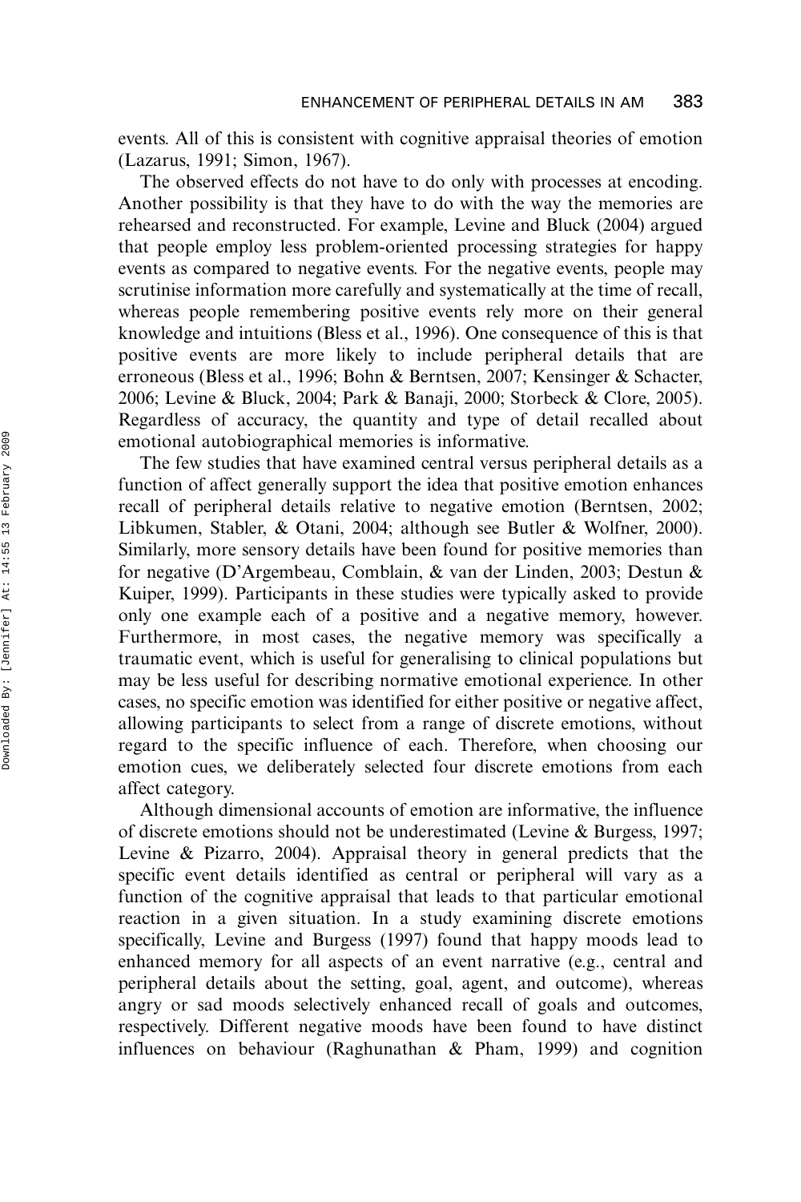events. All of this is consistent with cognitive appraisal theories of emotion (Lazarus, 1991; Simon, 1967).

The observed effects do not have to do only with processes at encoding. Another possibility is that they have to do with the way the memories are rehearsed and reconstructed. For example, Levine and Bluck (2004) argued that people employ less problem-oriented processing strategies for happy events as compared to negative events. For the negative events, people may scrutinise information more carefully and systematically at the time of recall, whereas people remembering positive events rely more on their general knowledge and intuitions (Bless et al., 1996). One consequence of this is that positive events are more likely to include peripheral details that are erroneous (Bless et al., 1996; Bohn & Berntsen, 2007; Kensinger & Schacter, 2006; Levine & Bluck, 2004; Park & Banaji, 2000; Storbeck & Clore, 2005). Regardless of accuracy, the quantity and type of detail recalled about emotional autobiographical memories is informative.

The few studies that have examined central versus peripheral details as a function of affect generally support the idea that positive emotion enhances recall of peripheral details relative to negative emotion (Berntsen, 2002; Libkumen, Stabler, & Otani, 2004; although see Butler & Wolfner, 2000). Similarly, more sensory details have been found for positive memories than for negative (D'Argembeau, Comblain, & van der Linden, 2003; Destun & Kuiper, 1999). Participants in these studies were typically asked to provide only one example each of a positive and a negative memory, however. Furthermore, in most cases, the negative memory was specifically a traumatic event, which is useful for generalising to clinical populations but may be less useful for describing normative emotional experience. In other cases, no specific emotion was identified for either positive or negative affect, allowing participants to select from a range of discrete emotions, without regard to the specific influence of each. Therefore, when choosing our emotion cues, we deliberately selected four discrete emotions from each affect category.

Although dimensional accounts of emotion are informative, the influence of discrete emotions should not be underestimated (Levine & Burgess, 1997; Levine & Pizarro, 2004). Appraisal theory in general predicts that the specific event details identified as central or peripheral will vary as a function of the cognitive appraisal that leads to that particular emotional reaction in a given situation. In a study examining discrete emotions specifically, Levine and Burgess (1997) found that happy moods lead to enhanced memory for all aspects of an event narrative (e.g., central and peripheral details about the setting, goal, agent, and outcome), whereas angry or sad moods selectively enhanced recall of goals and outcomes, respectively. Different negative moods have been found to have distinct influences on behaviour (Raghunathan & Pham, 1999) and cognition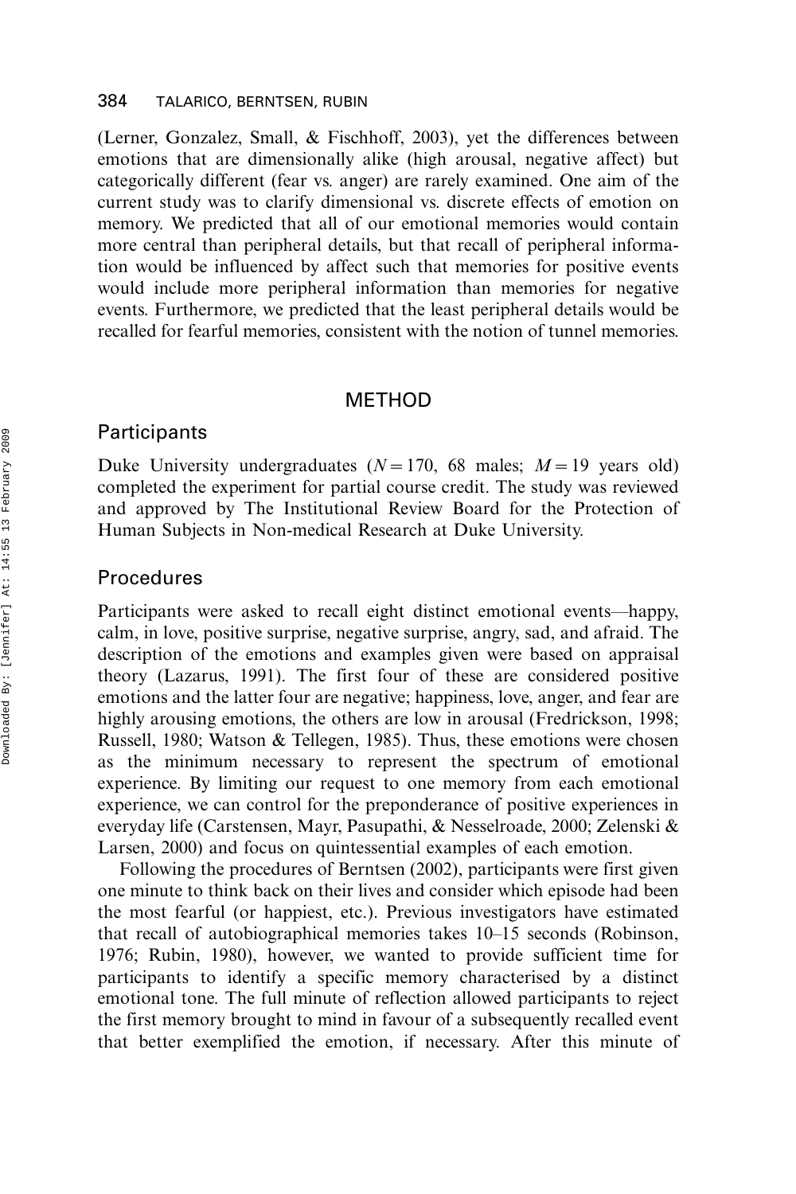(Lerner, Gonzalez, Small, & Fischhoff, 2003), yet the differences between emotions that are dimensionally alike (high arousal, negative affect) but categorically different (fear vs. anger) are rarely examined. One aim of the current study was to clarify dimensional vs. discrete effects of emotion on memory. We predicted that all of our emotional memories would contain more central than peripheral details, but that recall of peripheral information would be influenced by affect such that memories for positive events would include more peripheral information than memories for negative events. Furthermore, we predicted that the least peripheral details would be recalled for fearful memories, consistent with the notion of tunnel memories.

## METHOD

### Participants

Duke University undergraduates ($N = 170$, 68 males; $M = 19$ years old) completed the experiment for partial course credit. The study was reviewed and approved by The Institutional Review Board for the Protection of Human Subjects in Non-medical Research at Duke University.

### Procedures

Participants were asked to recall eight distinct emotional events—happy, calm, in love, positive surprise, negative surprise, angry, sad, and afraid. The description of the emotions and examples given were based on appraisal theory (Lazarus, 1991). The first four of these are considered positive emotions and the latter four are negative; happiness, love, anger, and fear are highly arousing emotions, the others are low in arousal (Fredrickson, 1998; Russell, 1980; Watson & Tellegen, 1985). Thus, these emotions were chosen as the minimum necessary to represent the spectrum of emotional experience. By limiting our request to one memory from each emotional experience, we can control for the preponderance of positive experiences in everyday life (Carstensen, Mayr, Pasupathi, & Nesselroade, 2000; Zelenski & Larsen, 2000) and focus on quintessential examples of each emotion.

Following the procedures of Berntsen (2002), participants were first given one minute to think back on their lives and consider which episode had been the most fearful (or happiest, etc.). Previous investigators have estimated that recall of autobiographical memories takes 10–15 seconds (Robinson, 1976; Rubin, 1980), however, we wanted to provide sufficient time for participants to identify a specific memory characterised by a distinct emotional tone. The full minute of reflection allowed participants to reject the first memory brought to mind in favour of a subsequently recalled event that better exemplified the emotion, if necessary. After this minute of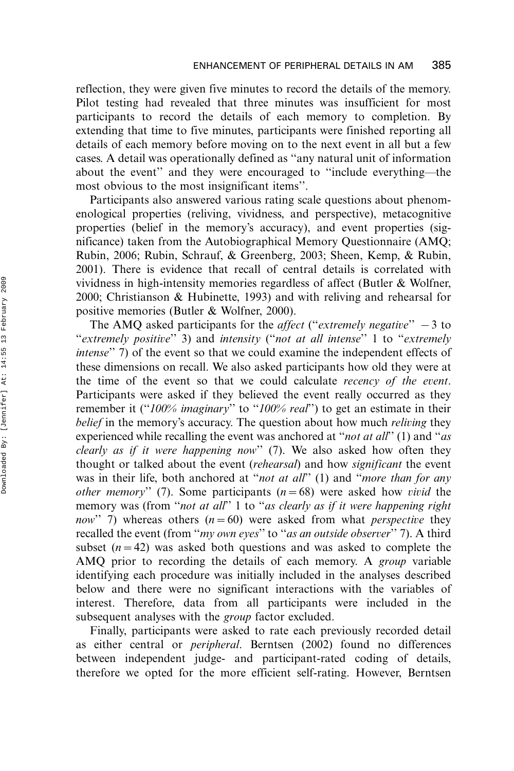reflection, they were given five minutes to record the details of the memory. Pilot testing had revealed that three minutes was insufficient for most participants to record the details of each memory to completion. By extending that time to five minutes, participants were finished reporting all details of each memory before moving on to the next event in all but a few cases. A detail was operationally defined as "any natural unit of information about the event" and they were encouraged to "include everything—the most obvious to the most insignificant items".

Participants also answered various rating scale questions about phenomenological properties (reliving, vividness, and perspective), metacognitive properties (belief in the memory's accuracy), and event properties (significance) taken from the Autobiographical Memory Questionnaire (AMQ; Rubin, 2006; Rubin, Schrauf, & Greenberg, 2003; Sheen, Kemp, & Rubin, 2001). There is evidence that recall of central details is correlated with vividness in high-intensity memories regardless of affect (Butler & Wolfner, 2000; Christianson & Hubinette, 1993) and with reliving and rehearsal for positive memories (Butler & Wolfner, 2000).

The AMQ asked participants for the *affect* ("*extremely negative*" $-3$ to "*extremely positive*" 3) and *intensity* ("*not at all intense*" 1 to "*extremely intense*" 7) of the event so that we could examine the independent effects of these dimensions on recall. We also asked participants how old they were at the time of the event so that we could calculate *recency of the event*. Participants were asked if they believed the event really occurred as they remember it ("*100% imaginary*" to "*100% real*") to get an estimate in their *belief* in the memory's accuracy. The question about how much *reliving* they experienced while recalling the event was anchored at "*not at all*" (1) and "*as clearly as if it were happening now*" (7). We also asked how often they thought or talked about the event (*rehearsal*) and how *significant* the event was in their life, both anchored at "*not at all*" (1) and "*more than for any other memory*" (7). Some participants ($n = 68$) were asked how *vivid* the memory was (from "*not at all*" 1 to "*as clearly as if it were happening right now*" 7) whereas others ($n = 60$) were asked from what *perspective* they recalled the event (from "*my own eyes*" to "*as an outside observer*" 7). A third subset ($n = 42$) was asked both questions and was asked to complete the AMQ prior to recording the details of each memory. A *group* variable identifying each procedure was initially included in the analyses described below and there were no significant interactions with the variables of interest. Therefore, data from all participants were included in the subsequent analyses with the *group* factor excluded.

Finally, participants were asked to rate each previously recorded detail as either central or *peripheral*. Berntsen (2002) found no differences between independent judge- and participant-rated coding of details, therefore we opted for the more efficient self-rating. However, Berntsen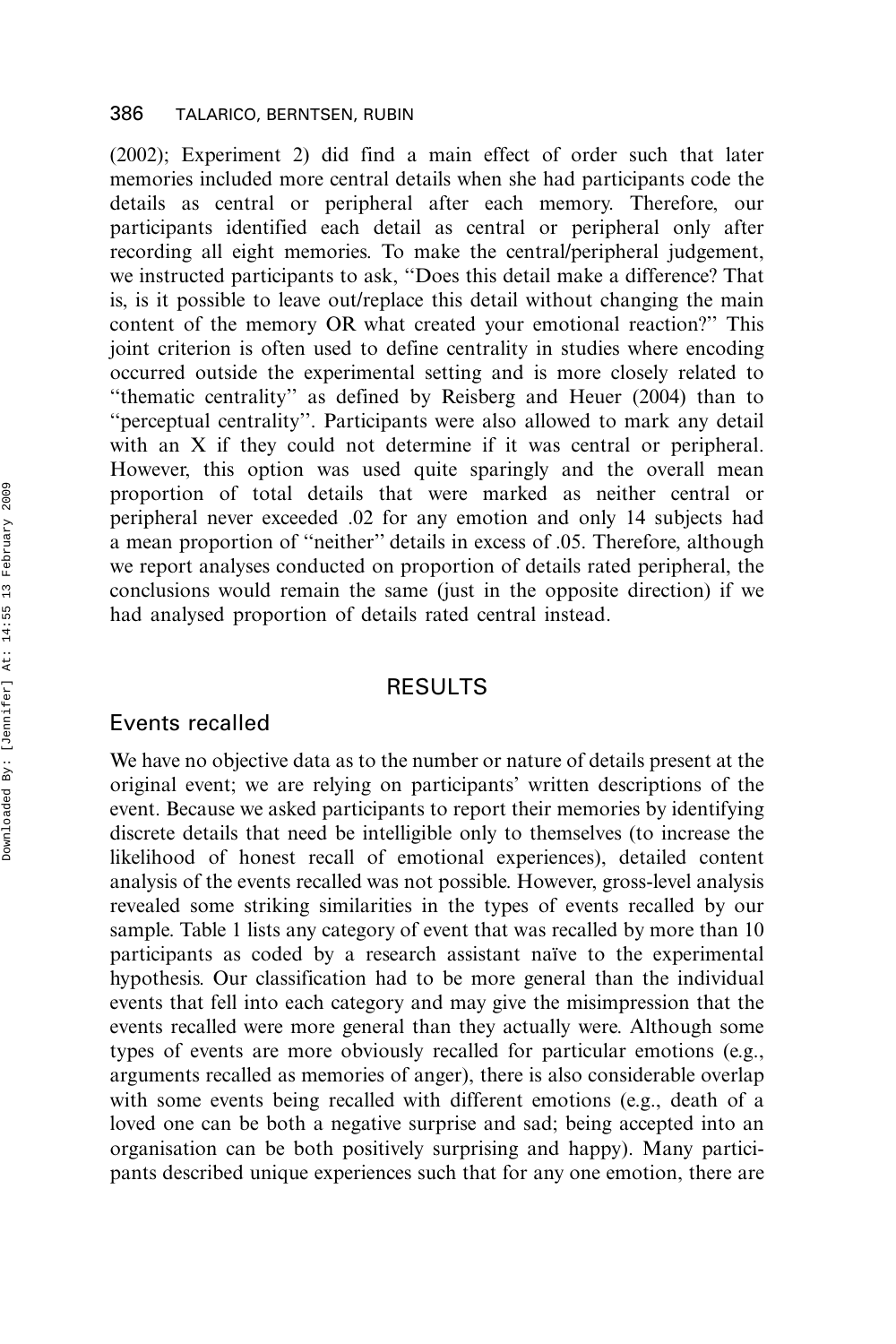(2002); Experiment 2) did find a main effect of order such that later memories included more central details when she had participants code the details as central or peripheral after each memory. Therefore, our participants identified each detail as central or peripheral only after recording all eight memories. To make the central/peripheral judgement, we instructed participants to ask, "Does this detail make a difference? That is, is it possible to leave out/replace this detail without changing the main content of the memory OR what created your emotional reaction?" This joint criterion is often used to define centrality in studies where encoding occurred outside the experimental setting and is more closely related to "thematic centrality" as defined by Reisberg and Heuer (2004) than to "perceptual centrality". Participants were also allowed to mark any detail with an X if they could not determine if it was central or peripheral. However, this option was used quite sparingly and the overall mean proportion of total details that were marked as neither central or peripheral never exceeded .02 for any emotion and only 14 subjects had a mean proportion of "neither" details in excess of .05. Therefore, although we report analyses conducted on proportion of details rated peripheral, the conclusions would remain the same (just in the opposite direction) if we had analysed proportion of details rated central instead.

## RESULTS

### Events recalled

We have no objective data as to the number or nature of details present at the original event; we are relying on participants' written descriptions of the event. Because we asked participants to report their memories by identifying discrete details that need be intelligible only to themselves (to increase the likelihood of honest recall of emotional experiences), detailed content analysis of the events recalled was not possible. However, gross-level analysis revealed some striking similarities in the types of events recalled by our sample. Table 1 lists any category of event that was recalled by more than 10 participants as coded by a research assistant naïve to the experimental hypothesis. Our classification had to be more general than the individual events that fell into each category and may give the misimpression that the events recalled were more general than they actually were. Although some types of events are more obviously recalled for particular emotions (e.g., arguments recalled as memories of anger), there is also considerable overlap with some events being recalled with different emotions (e.g., death of a loved one can be both a negative surprise and sad; being accepted into an organisation can be both positively surprising and happy). Many participants described unique experiences such that for any one emotion, there are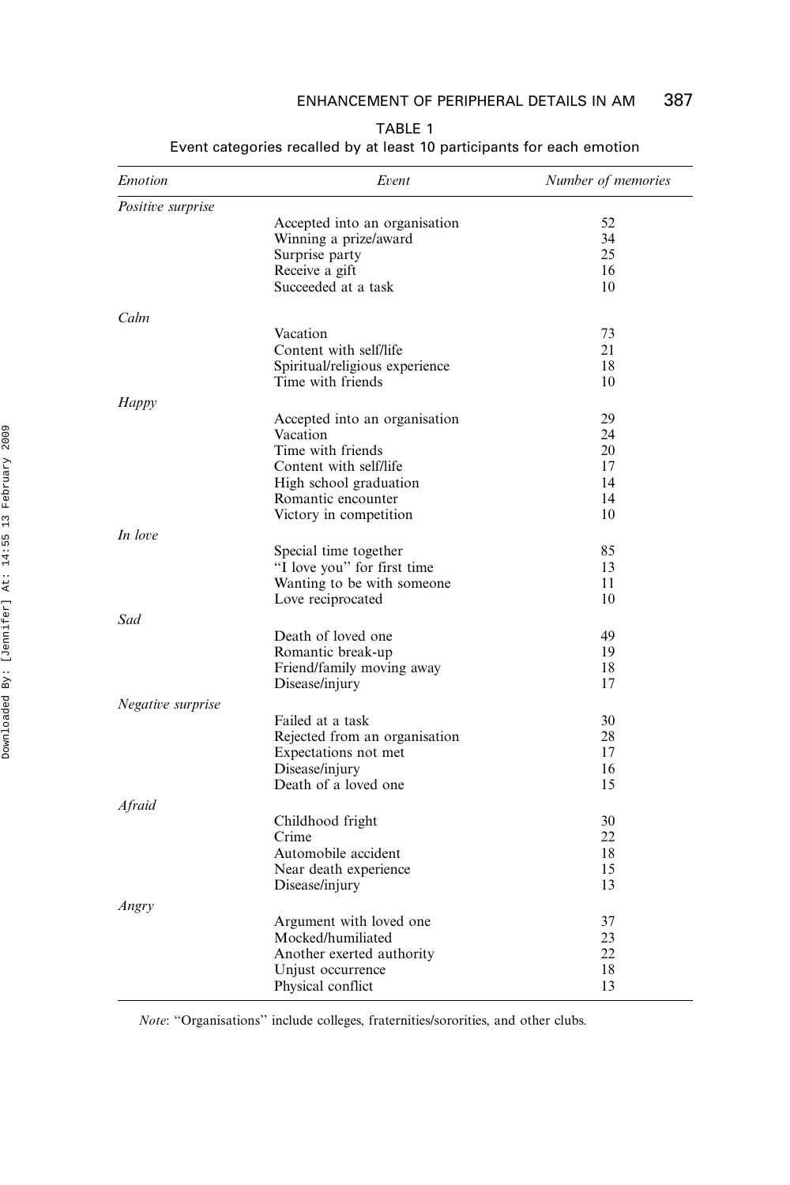TABLE 1

Event categories recalled by at least 10 participants for each emotion

| *Emotion* | *Event* | *Number of memories* |
|---|---|---|
| *Positive surprise* | | |
| | Accepted into an organisation | 52 |
| | Winning a prize/award | 34 |
| | Surprise party | 25 |
| | Receive a gift | 16 |
| | Succeeded at a task | 10 |
| *Calm* | | |
| | Vacation | 73 |
| | Content with self/life | 21 |
| | Spiritual/religious experience | 18 |
| | Time with friends | 10 |
| *Happy* | | |
| | Accepted into an organisation | 29 |
| | Vacation | 24 |
| | Time with friends | 20 |
| | Content with self/life | 17 |
| | High school graduation | 14 |
| | Romantic encounter | 14 |
| | Victory in competition | 10 |
| *In love* | | |
| | Special time together | 85 |
| | "I love you" for first time | 13 |
| | Wanting to be with someone | 11 |
| | Love reciprocated | 10 |
| *Sad* | | |
| | Death of loved one | 49 |
| | Romantic break-up | 19 |
| | Friend/family moving away | 18 |
| | Disease/injury | 17 |
| *Negative surprise* | | |
| | Failed at a task | 30 |
| | Rejected from an organisation | 28 |
| | Expectations not met | 17 |
| | Disease/injury | 16 |
| | Death of a loved one | 15 |
| *Afraid* | | |
| | Childhood fright | 30 |
| | Crime | 22 |
| | Automobile accident | 18 |
| | Near death experience | 15 |
| | Disease/injury | 13 |
| *Angry* | | |
| | Argument with loved one | 37 |
| | Mocked/humiliated | 23 |
| | Another exerted authority | 22 |
| | Unjust occurrence | 18 |
| | Physical conflict | 13 |

*Note*: "Organisations" include colleges, fraternities/sororities, and other clubs.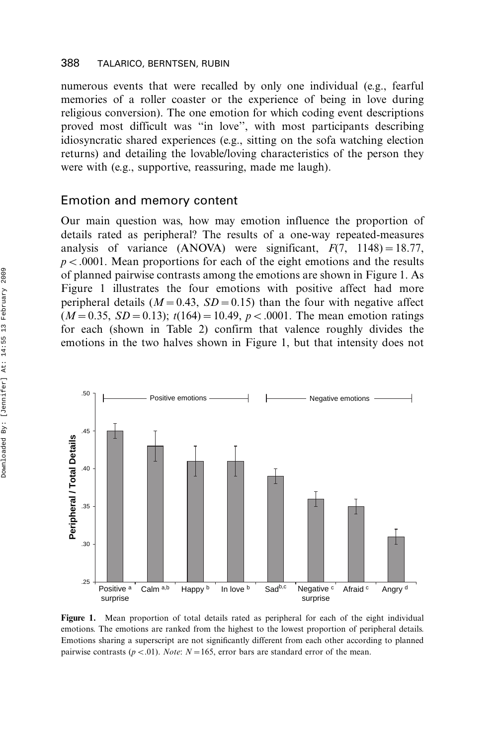numerous events that were recalled by only one individual (e.g., fearful memories of a roller coaster or the experience of being in love during religious conversion). The one emotion for which coding event descriptions proved most difficult was "in love", with most participants describing idiosyncratic shared experiences (e.g., sitting on the sofa watching election returns) and detailing the lovable/loving characteristics of the person they were with (e.g., supportive, reassuring, made me laugh).

## Emotion and memory content

Our main question was, how may emotion influence the proportion of details rated as peripheral? The results of a one-way repeated-measures analysis of variance (ANOVA) were significant, $F(7, 1148) = 18.77$, $p < .0001$. Mean proportions for each of the eight emotions and the results of planned pairwise contrasts among the emotions are shown in Figure 1. As Figure 1 illustrates the four emotions with positive affect had more peripheral details ($M = 0.43$, $SD = 0.15$) than the four with negative affect ($M = 0.35$, $SD = 0.13$); $t(164) = 10.49$, $p < .0001$. The mean emotion ratings for each (shown in Table 2) confirm that valence roughly divides the emotions in the two halves shown in Figure 1, but that intensity does not

Positive emotions

Negative emotions

Peripheral / Total Details

.50

.45

.40

.35

.30

.25

Positive surprise [a]

Calm [a,b]

Happy [b]

In love [b]

Sad [b,c]

Negative surprise [c]

Afraid [c]

Angry [d]

**Figure 1.** Mean proportion of total details rated as peripheral for each of the eight individual emotions. The emotions are ranked from the highest to the lowest proportion of peripheral details. Emotions sharing a superscript are not significantly different from each other according to planned pairwise contrasts ($p < .01$). *Note*: $N = 165$, error bars are standard error of the mean.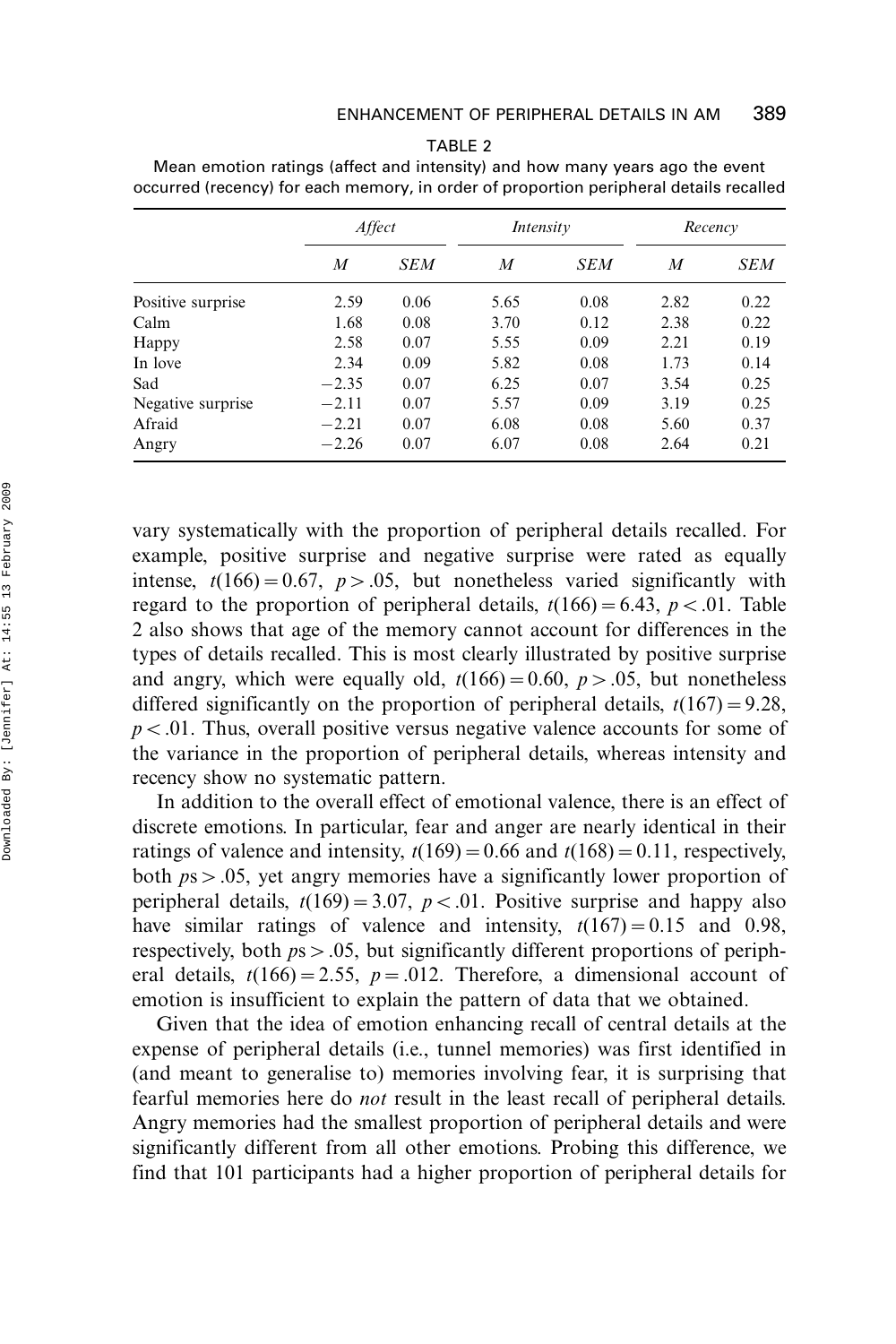TABLE 2
Mean emotion ratings (affect and intensity) and how many years ago the event occurred (recency) for each memory, in order of proportion peripheral details recalled

| | *Affect* | | *Intensity* | | *Recency* | |
|---|---|---|---|---|---|---|
| | *M* | *SEM* | *M* | *SEM* | *M* | *SEM* |
| Positive surprise | 2.59 | 0.06 | 5.65 | 0.08 | 2.82 | 0.22 |
| Calm | 1.68 | 0.08 | 3.70 | 0.12 | 2.38 | 0.22 |
| Happy | 2.58 | 0.07 | 5.55 | 0.09 | 2.21 | 0.19 |
| In love | 2.34 | 0.09 | 5.82 | 0.08 | 1.73 | 0.14 |
| Sad | −2.35 | 0.07 | 6.25 | 0.07 | 3.54 | 0.25 |
| Negative surprise | −2.11 | 0.07 | 5.57 | 0.09 | 3.19 | 0.25 |
| Afraid | −2.21 | 0.07 | 6.08 | 0.08 | 5.60 | 0.37 |
| Angry | −2.26 | 0.07 | 6.07 | 0.08 | 2.64 | 0.21 |

vary systematically with the proportion of peripheral details recalled. For example, positive surprise and negative surprise were rated as equally intense, $t(166) = 0.67$, $p > .05$, but nonetheless varied significantly with regard to the proportion of peripheral details, $t(166) = 6.43$, $p < .01$. Table 2 also shows that age of the memory cannot account for differences in the types of details recalled. This is most clearly illustrated by positive surprise and angry, which were equally old, $t(166) = 0.60$, $p > .05$, but nonetheless differed significantly on the proportion of peripheral details, $t(167) = 9.28$, $p < .01$. Thus, overall positive versus negative valence accounts for some of the variance in the proportion of peripheral details, whereas intensity and recency show no systematic pattern.

In addition to the overall effect of emotional valence, there is an effect of discrete emotions. In particular, fear and anger are nearly identical in their ratings of valence and intensity, $t(169) = 0.66$ and $t(168) = 0.11$, respectively, both $ps > .05$, yet angry memories have a significantly lower proportion of peripheral details, $t(169) = 3.07$, $p < .01$. Positive surprise and happy also have similar ratings of valence and intensity, $t(167) = 0.15$ and 0.98, respectively, both $ps > .05$, but significantly different proportions of peripheral details, $t(166) = 2.55$, $p = .012$. Therefore, a dimensional account of emotion is insufficient to explain the pattern of data that we obtained.

Given that the idea of emotion enhancing recall of central details at the expense of peripheral details (i.e., tunnel memories) was first identified in (and meant to generalise to) memories involving fear, it is surprising that fearful memories here do *not* result in the least recall of peripheral details. Angry memories had the smallest proportion of peripheral details and were significantly different from all other emotions. Probing this difference, we find that 101 participants had a higher proportion of peripheral details for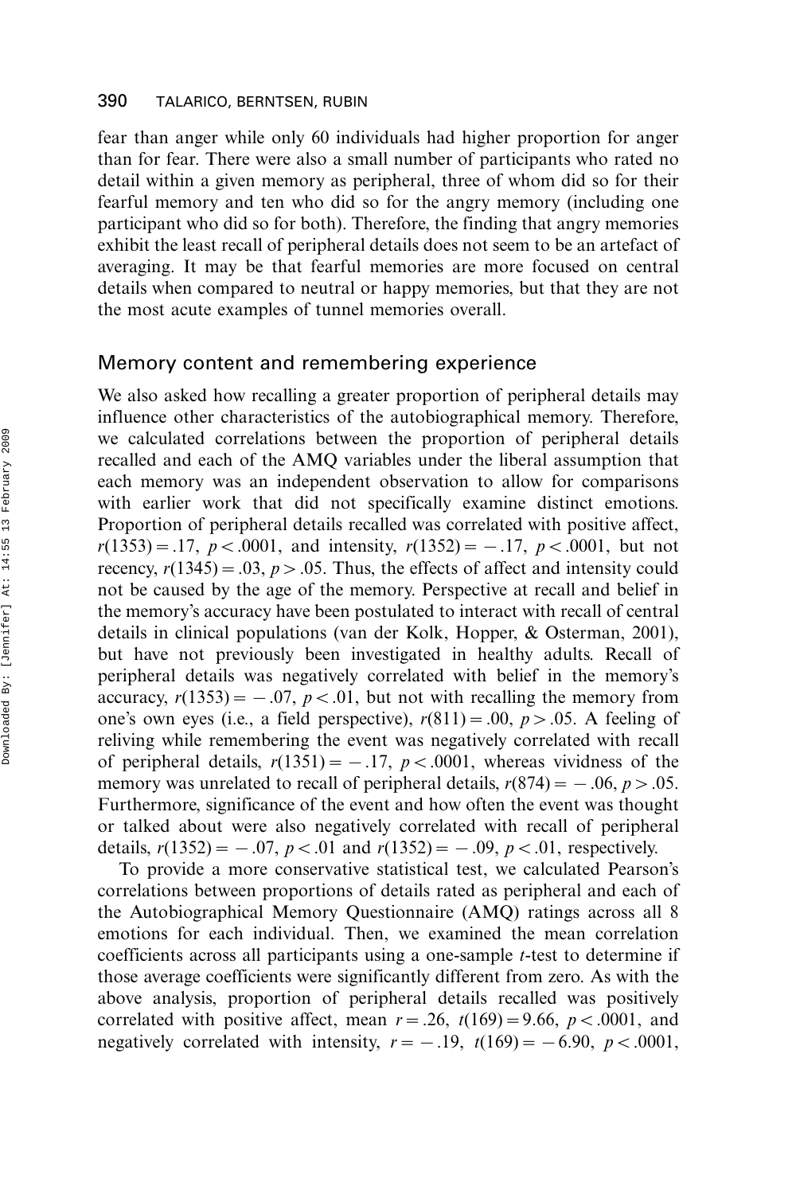fear than anger while only 60 individuals had higher proportion for anger than for fear. There were also a small number of participants who rated no detail within a given memory as peripheral, three of whom did so for their fearful memory and ten who did so for the angry memory (including one participant who did so for both). Therefore, the finding that angry memories exhibit the least recall of peripheral details does not seem to be an artefact of averaging. It may be that fearful memories are more focused on central details when compared to neutral or happy memories, but that they are not the most acute examples of tunnel memories overall.

## Memory content and remembering experience

We also asked how recalling a greater proportion of peripheral details may influence other characteristics of the autobiographical memory. Therefore, we calculated correlations between the proportion of peripheral details recalled and each of the AMQ variables under the liberal assumption that each memory was an independent observation to allow for comparisons with earlier work that did not specifically examine distinct emotions. Proportion of peripheral details recalled was correlated with positive affect, $r(1353) = .17$, $p < .0001$, and intensity, $r(1352) = -.17$, $p < .0001$, but not recency, $r(1345) = .03$, $p > .05$. Thus, the effects of affect and intensity could not be caused by the age of the memory. Perspective at recall and belief in the memory's accuracy have been postulated to interact with recall of central details in clinical populations (van der Kolk, Hopper, & Osterman, 2001), but have not previously been investigated in healthy adults. Recall of peripheral details was negatively correlated with belief in the memory's accuracy, $r(1353) = -.07$, $p < .01$, but not with recalling the memory from one's own eyes (i.e., a field perspective), $r(811) = .00$, $p > .05$. A feeling of reliving while remembering the event was negatively correlated with recall of peripheral details, $r(1351) = -.17$, $p < .0001$, whereas vividness of the memory was unrelated to recall of peripheral details, $r(874) = -.06$, $p > .05$. Furthermore, significance of the event and how often the event was thought or talked about were also negatively correlated with recall of peripheral details, $r(1352) = -.07$, $p < .01$ and $r(1352) = -.09$, $p < .01$, respectively.

To provide a more conservative statistical test, we calculated Pearson's correlations between proportions of details rated as peripheral and each of the Autobiographical Memory Questionnaire (AMQ) ratings across all 8 emotions for each individual. Then, we examined the mean correlation coefficients across all participants using a one-sample *t*-test to determine if those average coefficients were significantly different from zero. As with the above analysis, proportion of peripheral details recalled was positively correlated with positive affect, mean $r = .26$, $t(169) = 9.66$, $p < .0001$, and negatively correlated with intensity, $r = -.19$, $t(169) = -6.90$, $p < .0001$,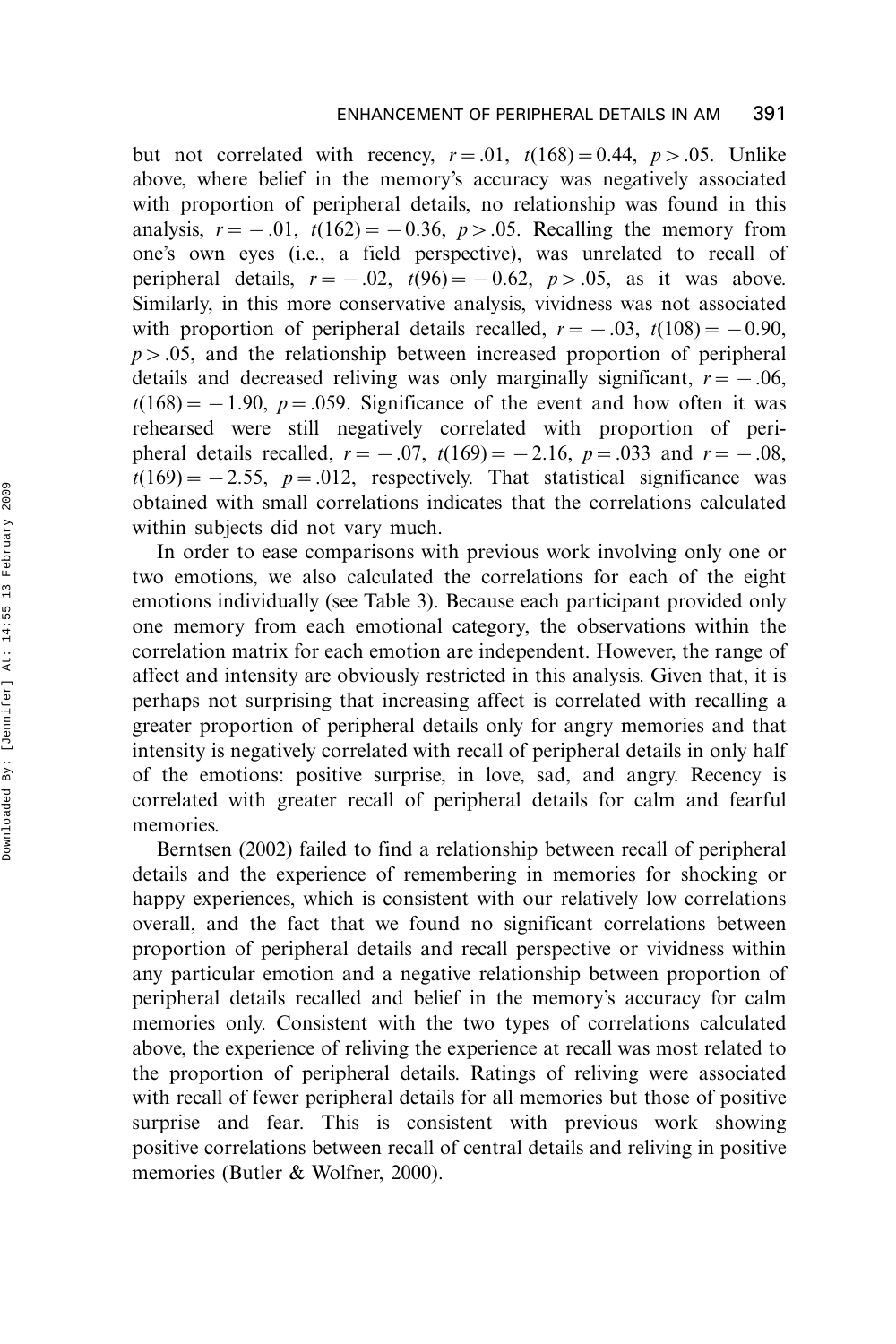but not correlated with recency, $r = .01$, $t(168) = 0.44$, $p > .05$. Unlike above, where belief in the memory's accuracy was negatively associated with proportion of peripheral details, no relationship was found in this analysis, $r = -.01$, $t(162) = -0.36$, $p > .05$. Recalling the memory from one's own eyes (i.e., a field perspective), was unrelated to recall of peripheral details, $r = -.02$, $t(96) = -0.62$, $p > .05$, as it was above. Similarly, in this more conservative analysis, vividness was not associated with proportion of peripheral details recalled, $r = -.03$, $t(108) = -0.90$, $p > .05$, and the relationship between increased proportion of peripheral details and decreased reliving was only marginally significant, $r = -.06$, $t(168) = -1.90$, $p = .059$. Significance of the event and how often it was rehearsed were still negatively correlated with proportion of peripheral details recalled, $r = -.07$, $t(169) = -2.16$, $p = .033$ and $r = -.08$, $t(169) = -2.55$, $p = .012$, respectively. That statistical significance was obtained with small correlations indicates that the correlations calculated within subjects did not vary much.

In order to ease comparisons with previous work involving only one or two emotions, we also calculated the correlations for each of the eight emotions individually (see Table 3). Because each participant provided only one memory from each emotional category, the observations within the correlation matrix for each emotion are independent. However, the range of affect and intensity are obviously restricted in this analysis. Given that, it is perhaps not surprising that increasing affect is correlated with recalling a greater proportion of peripheral details only for angry memories and that intensity is negatively correlated with recall of peripheral details in only half of the emotions: positive surprise, in love, sad, and angry. Recency is correlated with greater recall of peripheral details for calm and fearful memories.

Berntsen (2002) failed to find a relationship between recall of peripheral details and the experience of remembering in memories for shocking or happy experiences, which is consistent with our relatively low correlations overall, and the fact that we found no significant correlations between proportion of peripheral details and recall perspective or vividness within any particular emotion and a negative relationship between proportion of peripheral details recalled and belief in the memory's accuracy for calm memories only. Consistent with the two types of correlations calculated above, the experience of reliving the experience at recall was most related to the proportion of peripheral details. Ratings of reliving were associated with recall of fewer peripheral details for all memories but those of positive surprise and fear. This is consistent with previous work showing positive correlations between recall of central details and reliving in positive memories (Butler & Wolfner, 2000).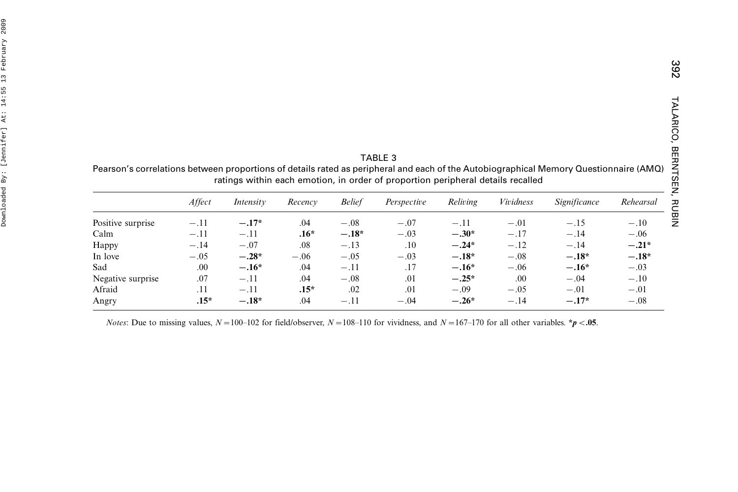TABLE 3

Pearson's correlations between proportions of details rated as peripheral and each of the Autobiographical Memory Questionnaire (AMQ) ratings within each emotion, in order of proportion peripheral details recalled

| | *Affect* | *Intensity* | *Recency* | *Belief* | *Perspective* | *Reliving* | *Vividness* | *Significance* | *Rehearsal* |
|---|---|---|---|---|---|---|---|---|---|
| Positive surprise | −.11 | **−.17*** | .04 | −.08 | −.07 | −.11 | −.01 | −.15 | −.10 |
| Calm | −.11 | −.11 | **.16*** | **−.18*** | −.03 | **−.30*** | −.17 | −.14 | −.06 |
| Happy | −.14 | −.07 | .08 | −.13 | .10 | **−.24*** | −.12 | −.14 | **−.21*** |
| In love | −.05 | **−.28*** | −.06 | −.05 | −.03 | **−.18*** | −.08 | **−.18*** | **−.18*** |
| Sad | .00 | **−.16*** | .04 | −.11 | .17 | **−.16*** | −.06 | **−.16*** | −.03 |
| Negative surprise | .07 | −.11 | .04 | −.08 | .01 | **−.25*** | .00 | −.04 | −.10 |
| Afraid | .11 | −.11 | **.15*** | .02 | .01 | −.09 | −.05 | −.01 | −.01 |
| Angry | **.15*** | **−.18*** | .04 | −.11 | −.04 | **−.26*** | −.14 | **−.17*** | −.08 |

*Notes*: Due to missing values, $N = 100$–$102$ for field/observer, $N = 108$–$110$ for vividness, and $N = 167$–$170$ for all other variables. **\*$p < .05$**.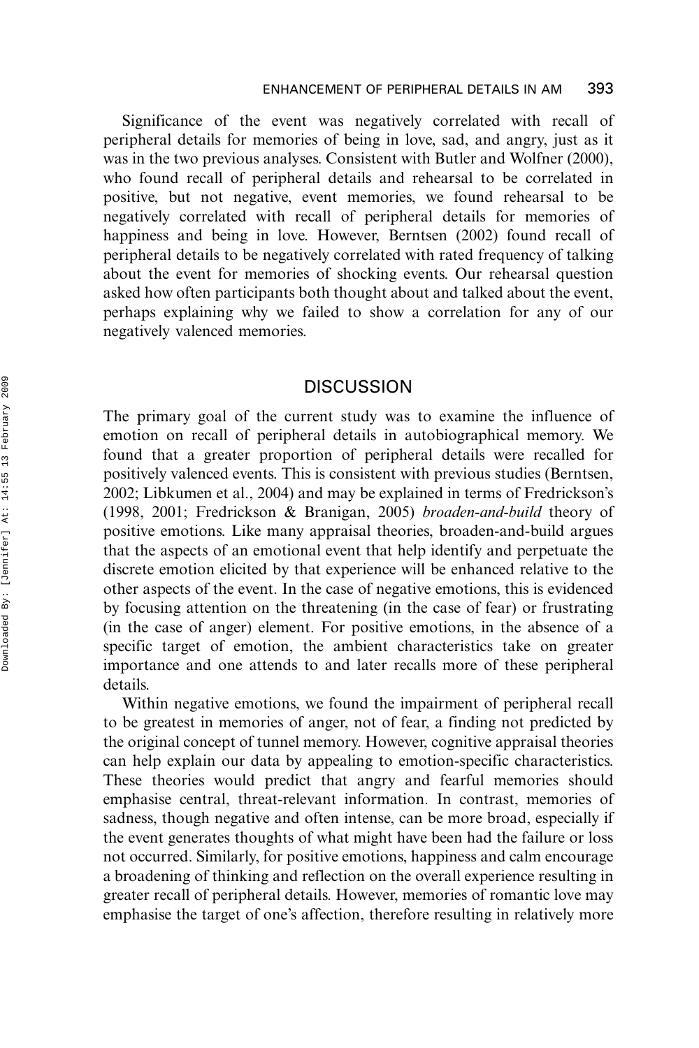Significance of the event was negatively correlated with recall of peripheral details for memories of being in love, sad, and angry, just as it was in the two previous analyses. Consistent with Butler and Wolfner (2000), who found recall of peripheral details and rehearsal to be correlated in positive, but not negative, event memories, we found rehearsal to be negatively correlated with recall of peripheral details for memories of happiness and being in love. However, Berntsen (2002) found recall of peripheral details to be negatively correlated with rated frequency of talking about the event for memories of shocking events. Our rehearsal question asked how often participants both thought about and talked about the event, perhaps explaining why we failed to show a correlation for any of our negatively valenced memories.

## DISCUSSION

The primary goal of the current study was to examine the influence of emotion on recall of peripheral details in autobiographical memory. We found that a greater proportion of peripheral details were recalled for positively valenced events. This is consistent with previous studies (Berntsen, 2002; Libkumen et al., 2004) and may be explained in terms of Fredrickson's (1998, 2001; Fredrickson & Branigan, 2005) *broaden-and-build* theory of positive emotions. Like many appraisal theories, broaden-and-build argues that the aspects of an emotional event that help identify and perpetuate the discrete emotion elicited by that experience will be enhanced relative to the other aspects of the event. In the case of negative emotions, this is evidenced by focusing attention on the threatening (in the case of fear) or frustrating (in the case of anger) element. For positive emotions, in the absence of a specific target of emotion, the ambient characteristics take on greater importance and one attends to and later recalls more of these peripheral details.

Within negative emotions, we found the impairment of peripheral recall to be greatest in memories of anger, not of fear, a finding not predicted by the original concept of tunnel memory. However, cognitive appraisal theories can help explain our data by appealing to emotion-specific characteristics. These theories would predict that angry and fearful memories should emphasise central, threat-relevant information. In contrast, memories of sadness, though negative and often intense, can be more broad, especially if the event generates thoughts of what might have been had the failure or loss not occurred. Similarly, for positive emotions, happiness and calm encourage a broadening of thinking and reflection on the overall experience resulting in greater recall of peripheral details. However, memories of romantic love may emphasise the target of one's affection, therefore resulting in relatively more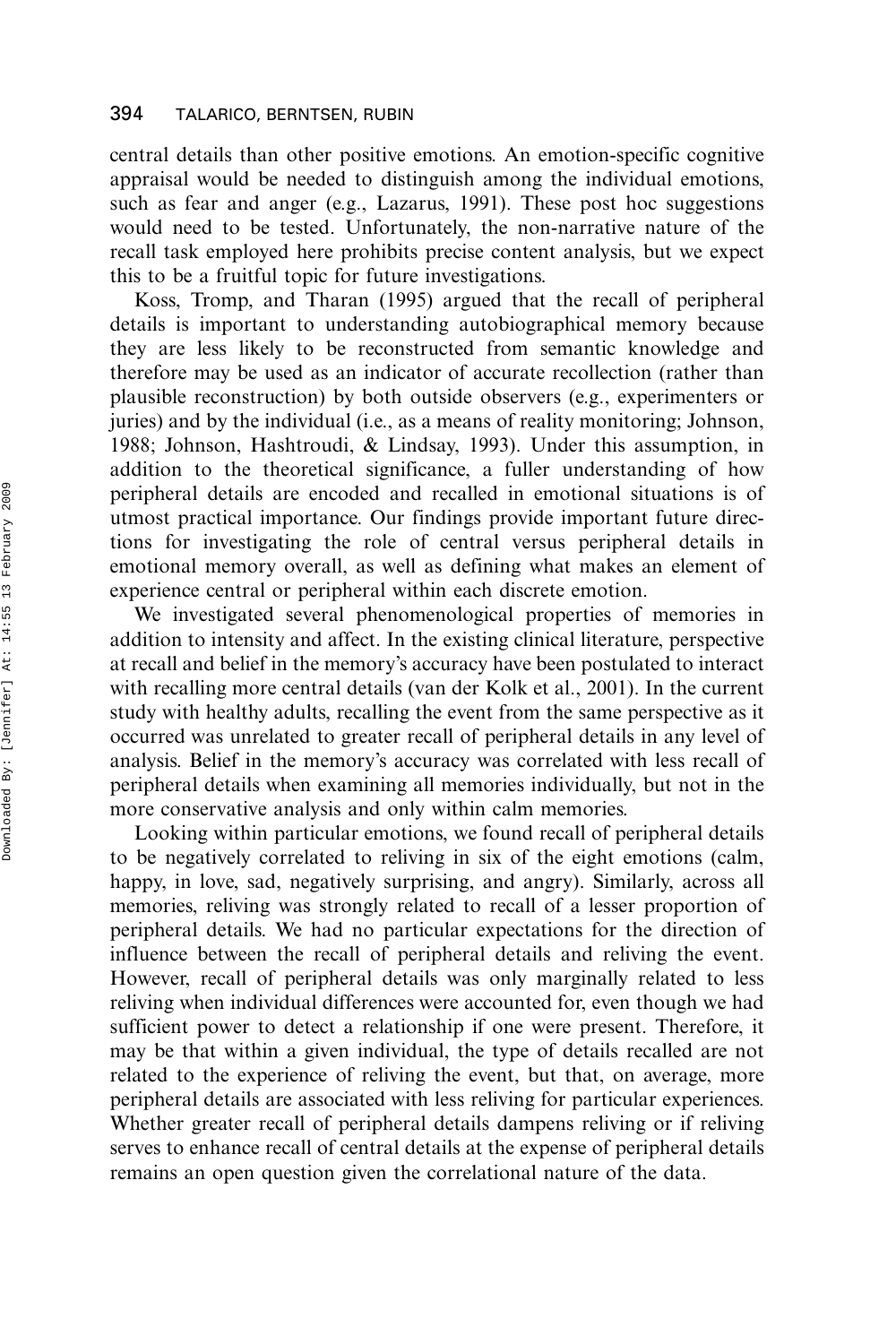central details than other positive emotions. An emotion-specific cognitive appraisal would be needed to distinguish among the individual emotions, such as fear and anger (e.g., Lazarus, 1991). These post hoc suggestions would need to be tested. Unfortunately, the non-narrative nature of the recall task employed here prohibits precise content analysis, but we expect this to be a fruitful topic for future investigations.

Koss, Tromp, and Tharan (1995) argued that the recall of peripheral details is important to understanding autobiographical memory because they are less likely to be reconstructed from semantic knowledge and therefore may be used as an indicator of accurate recollection (rather than plausible reconstruction) by both outside observers (e.g., experimenters or juries) and by the individual (i.e., as a means of reality monitoring; Johnson, 1988; Johnson, Hashtroudi, & Lindsay, 1993). Under this assumption, in addition to the theoretical significance, a fuller understanding of how peripheral details are encoded and recalled in emotional situations is of utmost practical importance. Our findings provide important future directions for investigating the role of central versus peripheral details in emotional memory overall, as well as defining what makes an element of experience central or peripheral within each discrete emotion.

We investigated several phenomenological properties of memories in addition to intensity and affect. In the existing clinical literature, perspective at recall and belief in the memory's accuracy have been postulated to interact with recalling more central details (van der Kolk et al., 2001). In the current study with healthy adults, recalling the event from the same perspective as it occurred was unrelated to greater recall of peripheral details in any level of analysis. Belief in the memory's accuracy was correlated with less recall of peripheral details when examining all memories individually, but not in the more conservative analysis and only within calm memories.

Looking within particular emotions, we found recall of peripheral details to be negatively correlated to reliving in six of the eight emotions (calm, happy, in love, sad, negatively surprising, and angry). Similarly, across all memories, reliving was strongly related to recall of a lesser proportion of peripheral details. We had no particular expectations for the direction of influence between the recall of peripheral details and reliving the event. However, recall of peripheral details was only marginally related to less reliving when individual differences were accounted for, even though we had sufficient power to detect a relationship if one were present. Therefore, it may be that within a given individual, the type of details recalled are not related to the experience of reliving the event, but that, on average, more peripheral details are associated with less reliving for particular experiences. Whether greater recall of peripheral details dampens reliving or if reliving serves to enhance recall of central details at the expense of peripheral details remains an open question given the correlational nature of the data.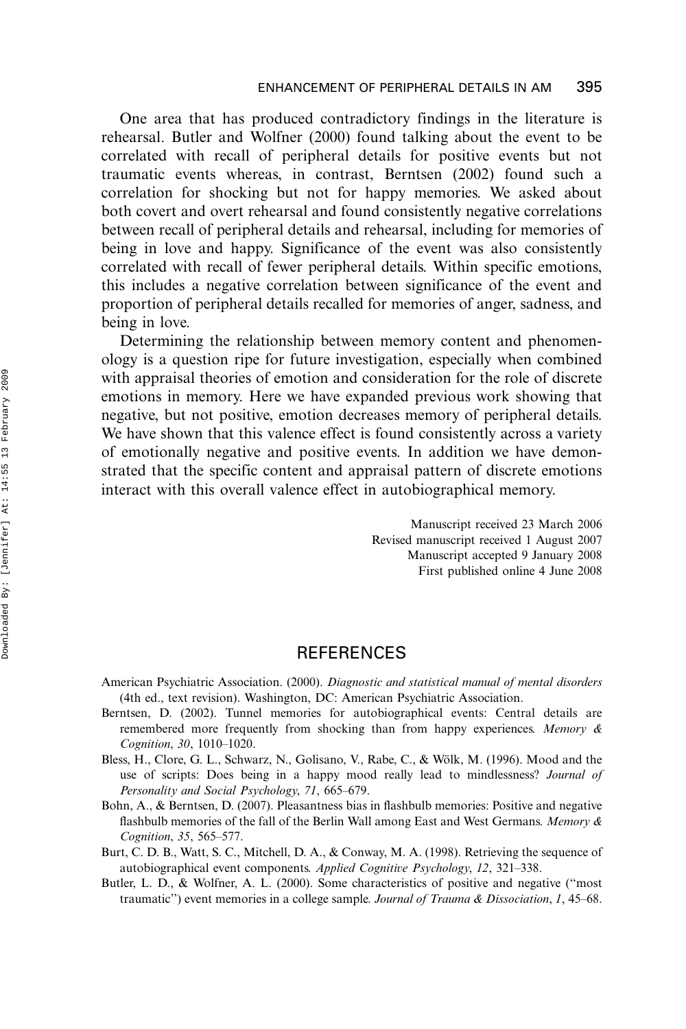One area that has produced contradictory findings in the literature is rehearsal. Butler and Wolfner (2000) found talking about the event to be correlated with recall of peripheral details for positive events but not traumatic events whereas, in contrast, Berntsen (2002) found such a correlation for shocking but not for happy memories. We asked about both covert and overt rehearsal and found consistently negative correlations between recall of peripheral details and rehearsal, including for memories of being in love and happy. Significance of the event was also consistently correlated with recall of fewer peripheral details. Within specific emotions, this includes a negative correlation between significance of the event and proportion of peripheral details recalled for memories of anger, sadness, and being in love.

Determining the relationship between memory content and phenomenology is a question ripe for future investigation, especially when combined with appraisal theories of emotion and consideration for the role of discrete emotions in memory. Here we have expanded previous work showing that negative, but not positive, emotion decreases memory of peripheral details. We have shown that this valence effect is found consistently across a variety of emotionally negative and positive events. In addition we have demonstrated that the specific content and appraisal pattern of discrete emotions interact with this overall valence effect in autobiographical memory.

Manuscript received 23 March 2006
Revised manuscript received 1 August 2007
Manuscript accepted 9 January 2008
First published online 4 June 2008

## REFERENCES

American Psychiatric Association. (2000). *Diagnostic and statistical manual of mental disorders* (4th ed., text revision). Washington, DC: American Psychiatric Association.

Berntsen, D. (2002). Tunnel memories for autobiographical events: Central details are remembered more frequently from shocking than from happy experiences. *Memory & Cognition*, *30*, 1010–1020.

Bless, H., Clore, G. L., Schwarz, N., Golisano, V., Rabe, C., & Wölk, M. (1996). Mood and the use of scripts: Does being in a happy mood really lead to mindlessness? *Journal of Personality and Social Psychology*, *71*, 665–679.

Bohn, A., & Berntsen, D. (2007). Pleasantness bias in flashbulb memories: Positive and negative flashbulb memories of the fall of the Berlin Wall among East and West Germans. *Memory & Cognition*, *35*, 565–577.

Burt, C. D. B., Watt, S. C., Mitchell, D. A., & Conway, M. A. (1998). Retrieving the sequence of autobiographical event components. *Applied Cognitive Psychology*, *12*, 321–338.

Butler, L. D., & Wolfner, A. L. (2000). Some characteristics of positive and negative ("most traumatic") event memories in a college sample. *Journal of Trauma & Dissociation*, *1*, 45–68.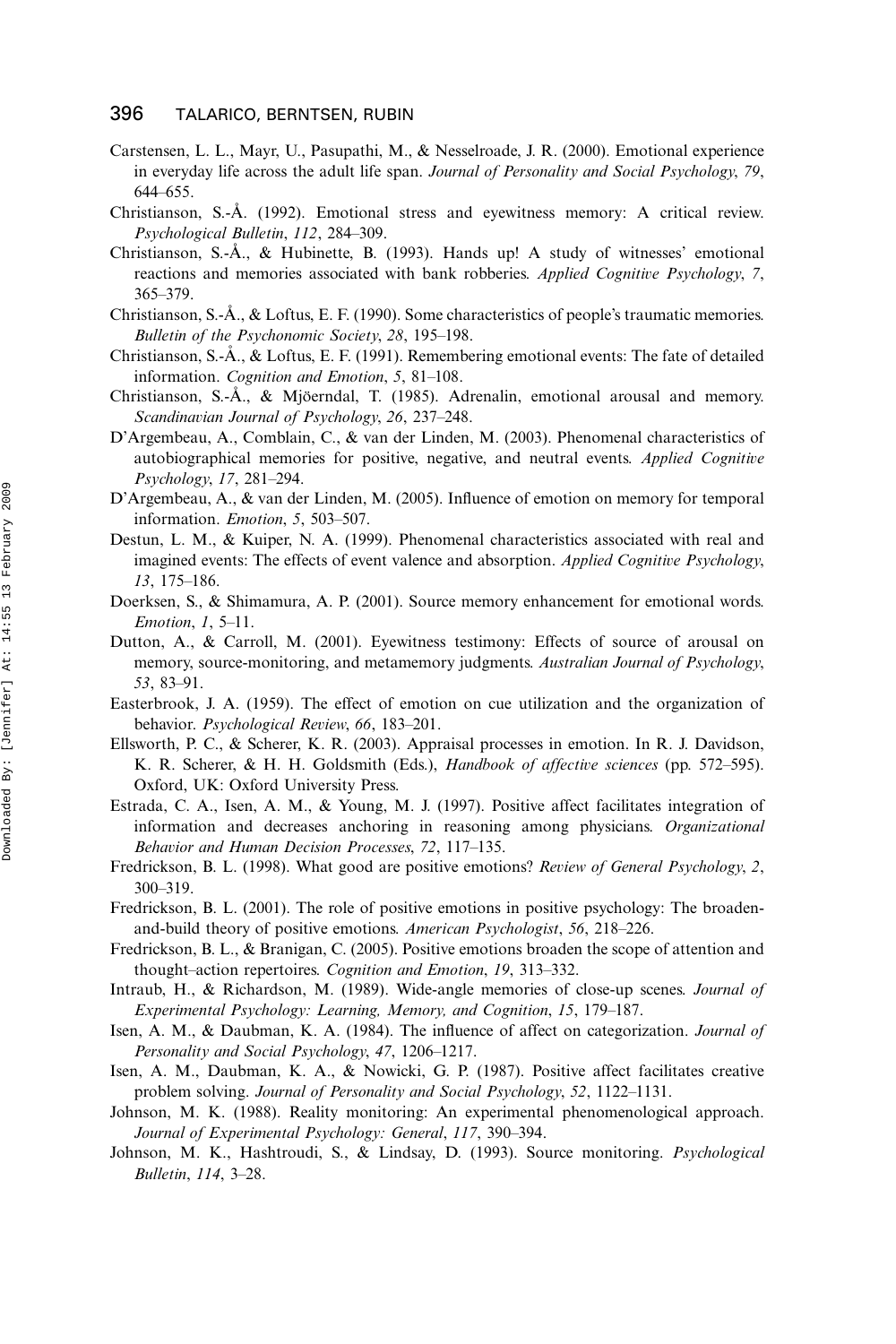Carstensen, L. L., Mayr, U., Pasupathi, M., & Nesselroade, J. R. (2000). Emotional experience in everyday life across the adult life span. *Journal of Personality and Social Psychology*, *79*, 644–655.

Christianson, S.-Å. (1992). Emotional stress and eyewitness memory: A critical review. *Psychological Bulletin*, *112*, 284–309.

Christianson, S.-Å., & Hubinette, B. (1993). Hands up! A study of witnesses' emotional reactions and memories associated with bank robberies. *Applied Cognitive Psychology*, *7*, 365–379.

Christianson, S.-Å., & Loftus, E. F. (1990). Some characteristics of people's traumatic memories. *Bulletin of the Psychonomic Society*, *28*, 195–198.

Christianson, S.-Å., & Loftus, E. F. (1991). Remembering emotional events: The fate of detailed information. *Cognition and Emotion*, *5*, 81–108.

Christianson, S.-Å., & Mjöerndal, T. (1985). Adrenalin, emotional arousal and memory. *Scandinavian Journal of Psychology*, *26*, 237–248.

D'Argembeau, A., Comblain, C., & van der Linden, M. (2003). Phenomenal characteristics of autobiographical memories for positive, negative, and neutral events. *Applied Cognitive Psychology*, *17*, 281–294.

D'Argembeau, A., & van der Linden, M. (2005). Influence of emotion on memory for temporal information. *Emotion*, *5*, 503–507.

Destun, L. M., & Kuiper, N. A. (1999). Phenomenal characteristics associated with real and imagined events: The effects of event valence and absorption. *Applied Cognitive Psychology*, *13*, 175–186.

Doerksen, S., & Shimamura, A. P. (2001). Source memory enhancement for emotional words. *Emotion*, *1*, 5–11.

Dutton, A., & Carroll, M. (2001). Eyewitness testimony: Effects of source of arousal on memory, source-monitoring, and metamemory judgments. *Australian Journal of Psychology*, *53*, 83–91.

Easterbrook, J. A. (1959). The effect of emotion on cue utilization and the organization of behavior. *Psychological Review*, *66*, 183–201.

Ellsworth, P. C., & Scherer, K. R. (2003). Appraisal processes in emotion. In R. J. Davidson, K. R. Scherer, & H. H. Goldsmith (Eds.), *Handbook of affective sciences* (pp. 572–595). Oxford, UK: Oxford University Press.

Estrada, C. A., Isen, A. M., & Young, M. J. (1997). Positive affect facilitates integration of information and decreases anchoring in reasoning among physicians. *Organizational Behavior and Human Decision Processes*, *72*, 117–135.

Fredrickson, B. L. (1998). What good are positive emotions? *Review of General Psychology*, *2*, 300–319.

Fredrickson, B. L. (2001). The role of positive emotions in positive psychology: The broaden-and-build theory of positive emotions. *American Psychologist*, *56*, 218–226.

Fredrickson, B. L., & Branigan, C. (2005). Positive emotions broaden the scope of attention and thought–action repertoires. *Cognition and Emotion*, *19*, 313–332.

Intraub, H., & Richardson, M. (1989). Wide-angle memories of close-up scenes. *Journal of Experimental Psychology: Learning, Memory, and Cognition*, *15*, 179–187.

Isen, A. M., & Daubman, K. A. (1984). The influence of affect on categorization. *Journal of Personality and Social Psychology*, *47*, 1206–1217.

Isen, A. M., Daubman, K. A., & Nowicki, G. P. (1987). Positive affect facilitates creative problem solving. *Journal of Personality and Social Psychology*, *52*, 1122–1131.

Johnson, M. K. (1988). Reality monitoring: An experimental phenomenological approach. *Journal of Experimental Psychology: General*, *117*, 390–394.

Johnson, M. K., Hashtroudi, S., & Lindsay, D. (1993). Source monitoring. *Psychological Bulletin*, *114*, 3–28.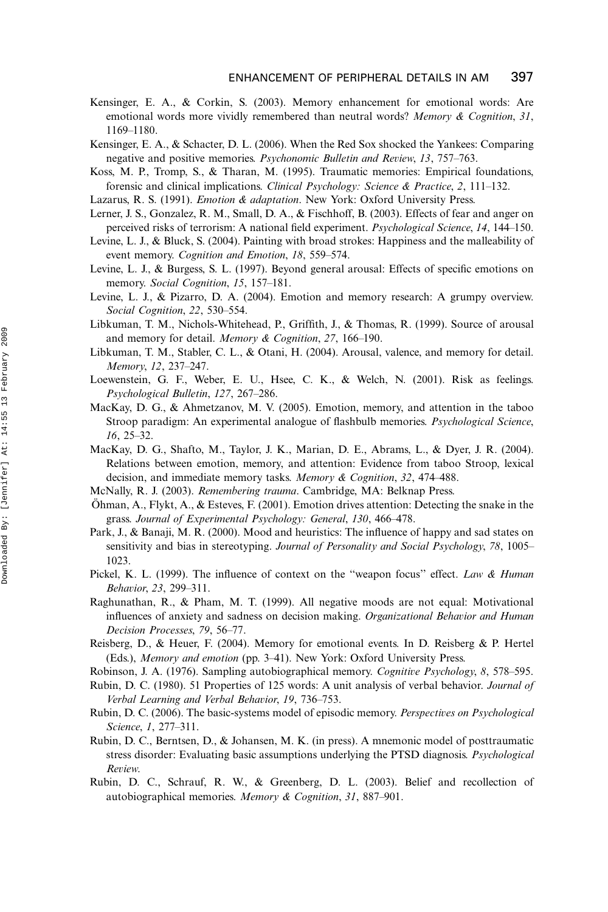Kensinger, E. A., & Corkin, S. (2003). Memory enhancement for emotional words: Are emotional words more vividly remembered than neutral words? *Memory & Cognition*, *31*, 1169–1180.

Kensinger, E. A., & Schacter, D. L. (2006). When the Red Sox shocked the Yankees: Comparing negative and positive memories. *Psychonomic Bulletin and Review*, *13*, 757–763.

Koss, M. P., Tromp, S., & Tharan, M. (1995). Traumatic memories: Empirical foundations, forensic and clinical implications. *Clinical Psychology: Science & Practice*, *2*, 111–132.

Lazarus, R. S. (1991). *Emotion & adaptation*. New York: Oxford University Press.

Lerner, J. S., Gonzalez, R. M., Small, D. A., & Fischhoff, B. (2003). Effects of fear and anger on perceived risks of terrorism: A national field experiment. *Psychological Science*, *14*, 144–150.

Levine, L. J., & Bluck, S. (2004). Painting with broad strokes: Happiness and the malleability of event memory. *Cognition and Emotion*, *18*, 559–574.

Levine, L. J., & Burgess, S. L. (1997). Beyond general arousal: Effects of specific emotions on memory. *Social Cognition*, *15*, 157–181.

Levine, L. J., & Pizarro, D. A. (2004). Emotion and memory research: A grumpy overview. *Social Cognition*, *22*, 530–554.

Libkuman, T. M., Nichols-Whitehead, P., Griffith, J., & Thomas, R. (1999). Source of arousal and memory for detail. *Memory & Cognition*, *27*, 166–190.

Libkuman, T. M., Stabler, C. L., & Otani, H. (2004). Arousal, valence, and memory for detail. *Memory*, *12*, 237–247.

Loewenstein, G. F., Weber, E. U., Hsee, C. K., & Welch, N. (2001). Risk as feelings. *Psychological Bulletin*, *127*, 267–286.

MacKay, D. G., & Ahmetzanov, M. V. (2005). Emotion, memory, and attention in the taboo Stroop paradigm: An experimental analogue of flashbulb memories. *Psychological Science*, *16*, 25–32.

MacKay, D. G., Shafto, M., Taylor, J. K., Marian, D. E., Abrams, L., & Dyer, J. R. (2004). Relations between emotion, memory, and attention: Evidence from taboo Stroop, lexical decision, and immediate memory tasks. *Memory & Cognition*, *32*, 474–488.

McNally, R. J. (2003). *Remembering trauma*. Cambridge, MA: Belknap Press.

Öhman, A., Flykt, A., & Esteves, F. (2001). Emotion drives attention: Detecting the snake in the grass. *Journal of Experimental Psychology: General*, *130*, 466–478.

Park, J., & Banaji, M. R. (2000). Mood and heuristics: The influence of happy and sad states on sensitivity and bias in stereotyping. *Journal of Personality and Social Psychology*, *78*, 1005–1023.

Pickel, K. L. (1999). The influence of context on the "weapon focus" effect. *Law & Human Behavior*, *23*, 299–311.

Raghunathan, R., & Pham, M. T. (1999). All negative moods are not equal: Motivational influences of anxiety and sadness on decision making. *Organizational Behavior and Human Decision Processes*, *79*, 56–77.

Reisberg, D., & Heuer, F. (2004). Memory for emotional events. In D. Reisberg & P. Hertel (Eds.), *Memory and emotion* (pp. 3–41). New York: Oxford University Press.

Robinson, J. A. (1976). Sampling autobiographical memory. *Cognitive Psychology*, *8*, 578–595.

Rubin, D. C. (1980). 51 Properties of 125 words: A unit analysis of verbal behavior. *Journal of Verbal Learning and Verbal Behavior*, *19*, 736–753.

Rubin, D. C. (2006). The basic-systems model of episodic memory. *Perspectives on Psychological Science*, *1*, 277–311.

Rubin, D. C., Berntsen, D., & Johansen, M. K. (in press). A mnemonic model of posttraumatic stress disorder: Evaluating basic assumptions underlying the PTSD diagnosis. *Psychological Review*.

Rubin, D. C., Schrauf, R. W., & Greenberg, D. L. (2003). Belief and recollection of autobiographical memories. *Memory & Cognition*, *31*, 887–901.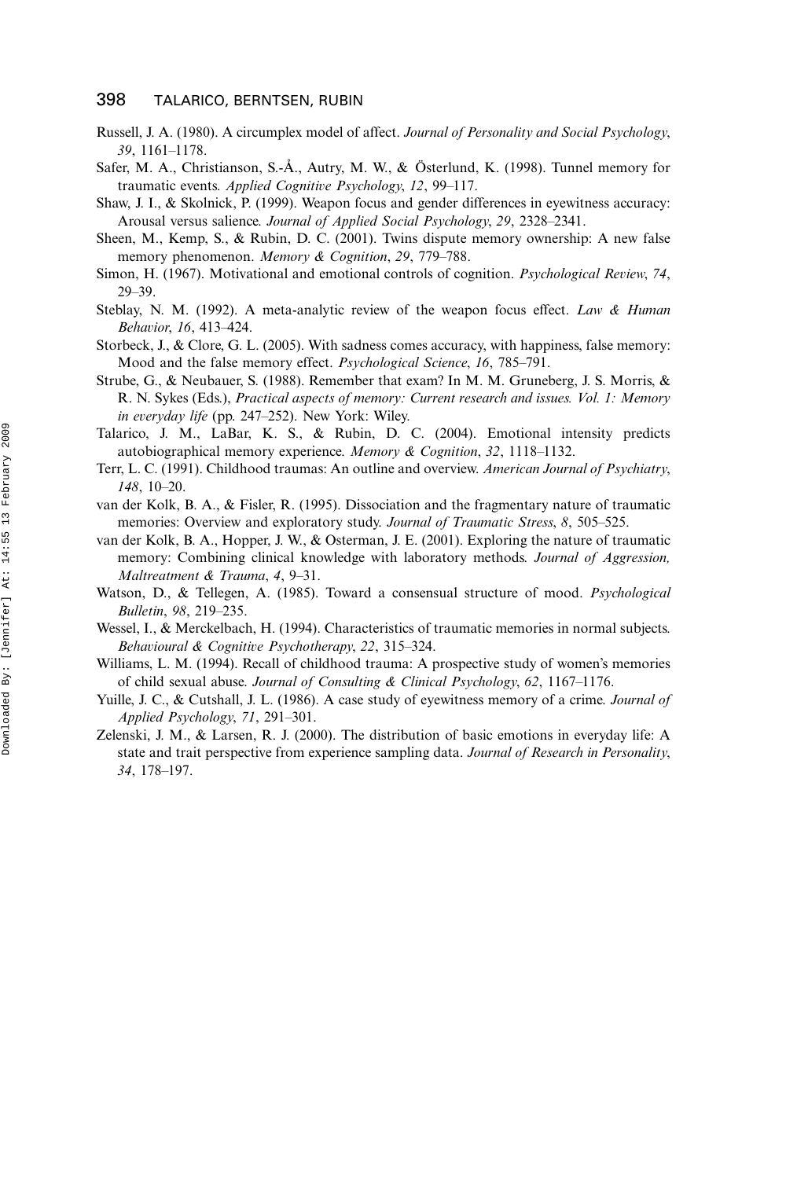Russell, J. A. (1980). A circumplex model of affect. *Journal of Personality and Social Psychology*, *39*, 1161–1178.

Safer, M. A., Christianson, S.-Å., Autry, M. W., & Österlund, K. (1998). Tunnel memory for traumatic events. *Applied Cognitive Psychology*, *12*, 99–117.

Shaw, J. I., & Skolnick, P. (1999). Weapon focus and gender differences in eyewitness accuracy: Arousal versus salience. *Journal of Applied Social Psychology*, *29*, 2328–2341.

Sheen, M., Kemp, S., & Rubin, D. C. (2001). Twins dispute memory ownership: A new false memory phenomenon. *Memory & Cognition*, *29*, 779–788.

Simon, H. (1967). Motivational and emotional controls of cognition. *Psychological Review*, *74*, 29–39.

Steblay, N. M. (1992). A meta-analytic review of the weapon focus effect. *Law & Human Behavior*, *16*, 413–424.

Storbeck, J., & Clore, G. L. (2005). With sadness comes accuracy, with happiness, false memory: Mood and the false memory effect. *Psychological Science*, *16*, 785–791.

Strube, G., & Neubauer, S. (1988). Remember that exam? In M. M. Gruneberg, J. S. Morris, & R. N. Sykes (Eds.), *Practical aspects of memory: Current research and issues. Vol. 1: Memory in everyday life* (pp. 247–252). New York: Wiley.

Talarico, J. M., LaBar, K. S., & Rubin, D. C. (2004). Emotional intensity predicts autobiographical memory experience. *Memory & Cognition*, *32*, 1118–1132.

Terr, L. C. (1991). Childhood traumas: An outline and overview. *American Journal of Psychiatry*, *148*, 10–20.

van der Kolk, B. A., & Fisler, R. (1995). Dissociation and the fragmentary nature of traumatic memories: Overview and exploratory study. *Journal of Traumatic Stress*, *8*, 505–525.

van der Kolk, B. A., Hopper, J. W., & Osterman, J. E. (2001). Exploring the nature of traumatic memory: Combining clinical knowledge with laboratory methods. *Journal of Aggression, Maltreatment & Trauma*, *4*, 9–31.

Watson, D., & Tellegen, A. (1985). Toward a consensual structure of mood. *Psychological Bulletin*, *98*, 219–235.

Wessel, I., & Merckelbach, H. (1994). Characteristics of traumatic memories in normal subjects. *Behavioural & Cognitive Psychotherapy*, *22*, 315–324.

Williams, L. M. (1994). Recall of childhood trauma: A prospective study of women's memories of child sexual abuse. *Journal of Consulting & Clinical Psychology*, *62*, 1167–1176.

Yuille, J. C., & Cutshall, J. L. (1986). A case study of eyewitness memory of a crime. *Journal of Applied Psychology*, *71*, 291–301.

Zelenski, J. M., & Larsen, R. J. (2000). The distribution of basic emotions in everyday life: A state and trait perspective from experience sampling data. *Journal of Research in Personality*, *34*, 178–197.